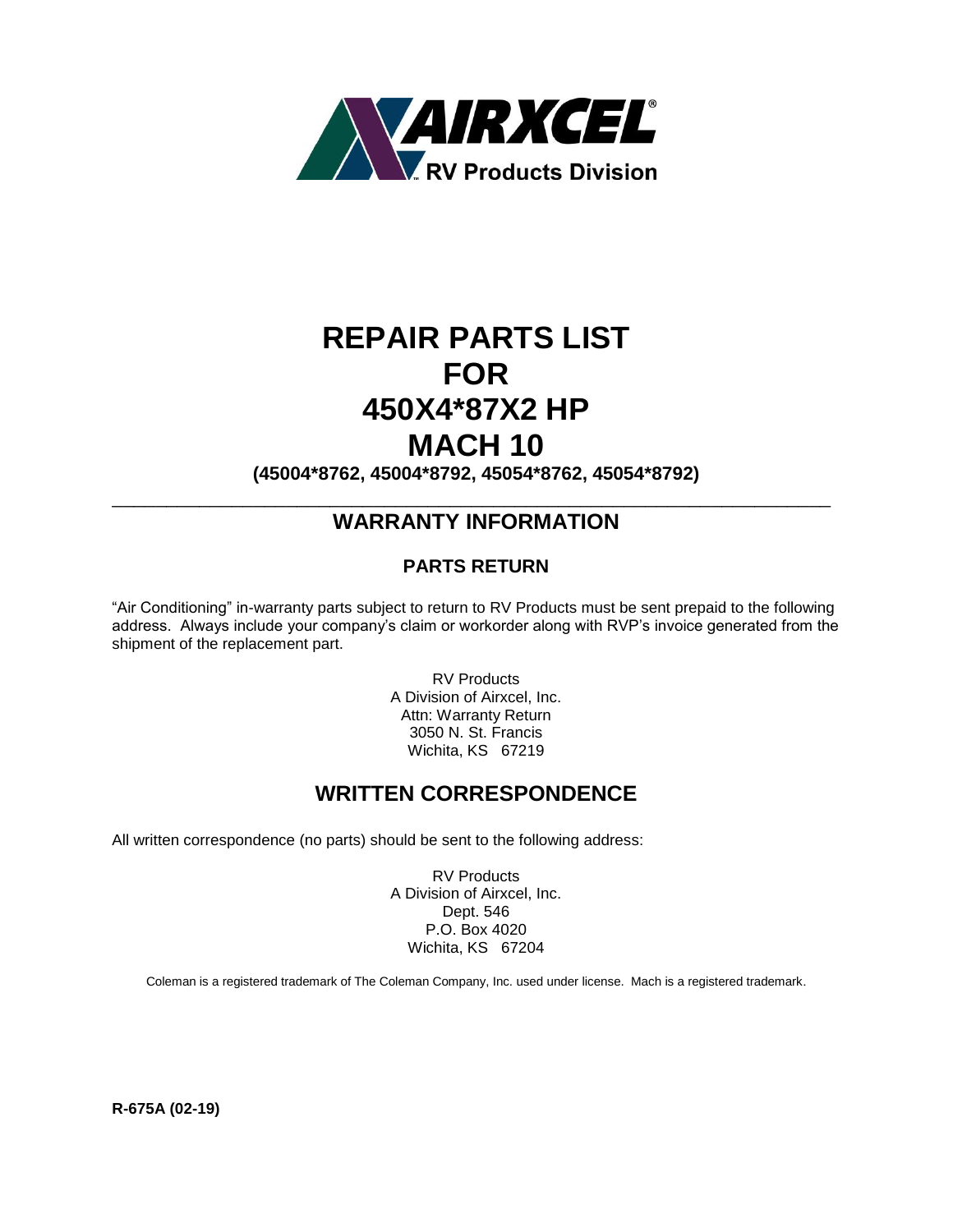AIRXCEL®
RV Products Division

# REPAIR PARTS LIST
# FOR
# 450X4*87X2 HP
# MACH 10

**(45004*8762, 45004*8792, 45054*8762, 45054*8792)**

---

## WARRANTY INFORMATION

### PARTS RETURN

"Air Conditioning" in-warranty parts subject to return to RV Products must be sent prepaid to the following address. Always include your company's claim or workorder along with RVP's invoice generated from the shipment of the replacement part.

RV Products
A Division of Airxcel, Inc.
Attn: Warranty Return
3050 N. St. Francis
Wichita, KS 67219

## WRITTEN CORRESPONDENCE

All written correspondence (no parts) should be sent to the following address:

RV Products
A Division of Airxcel, Inc.
Dept. 546
P.O. Box 4020
Wichita, KS 67204

Coleman is a registered trademark of The Coleman Company, Inc. used under license. Mach is a registered trademark.

**R-675A (02-19)**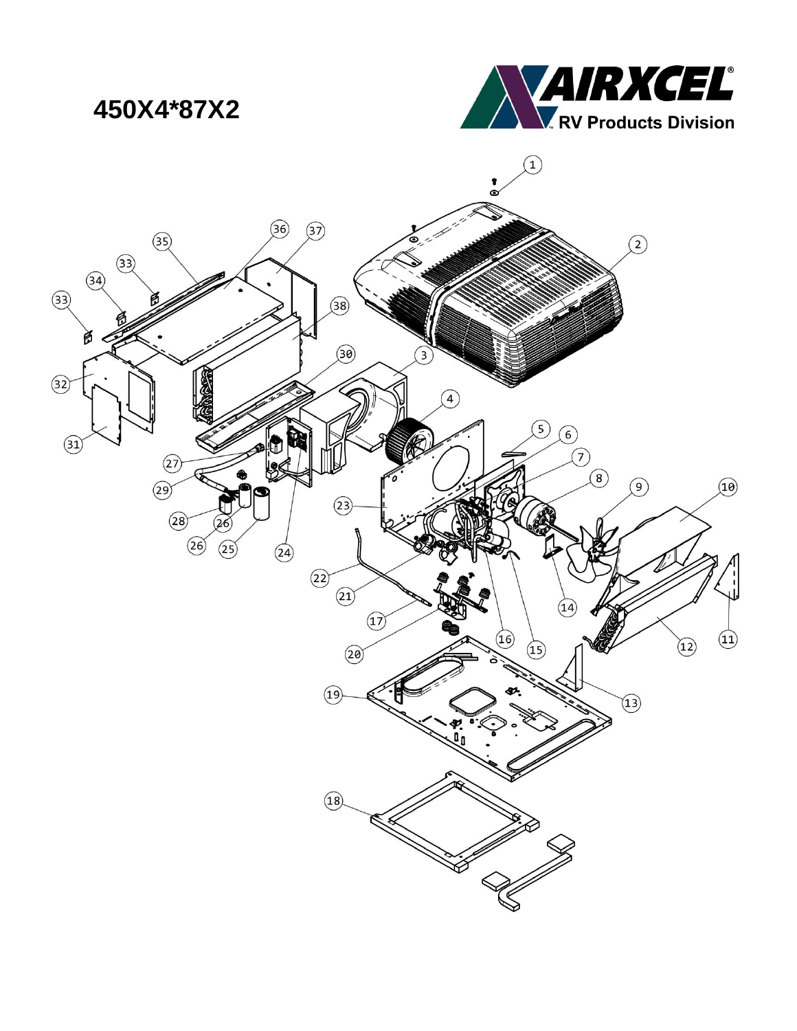# 450X4*87X2

AIRXCEL RV Products Division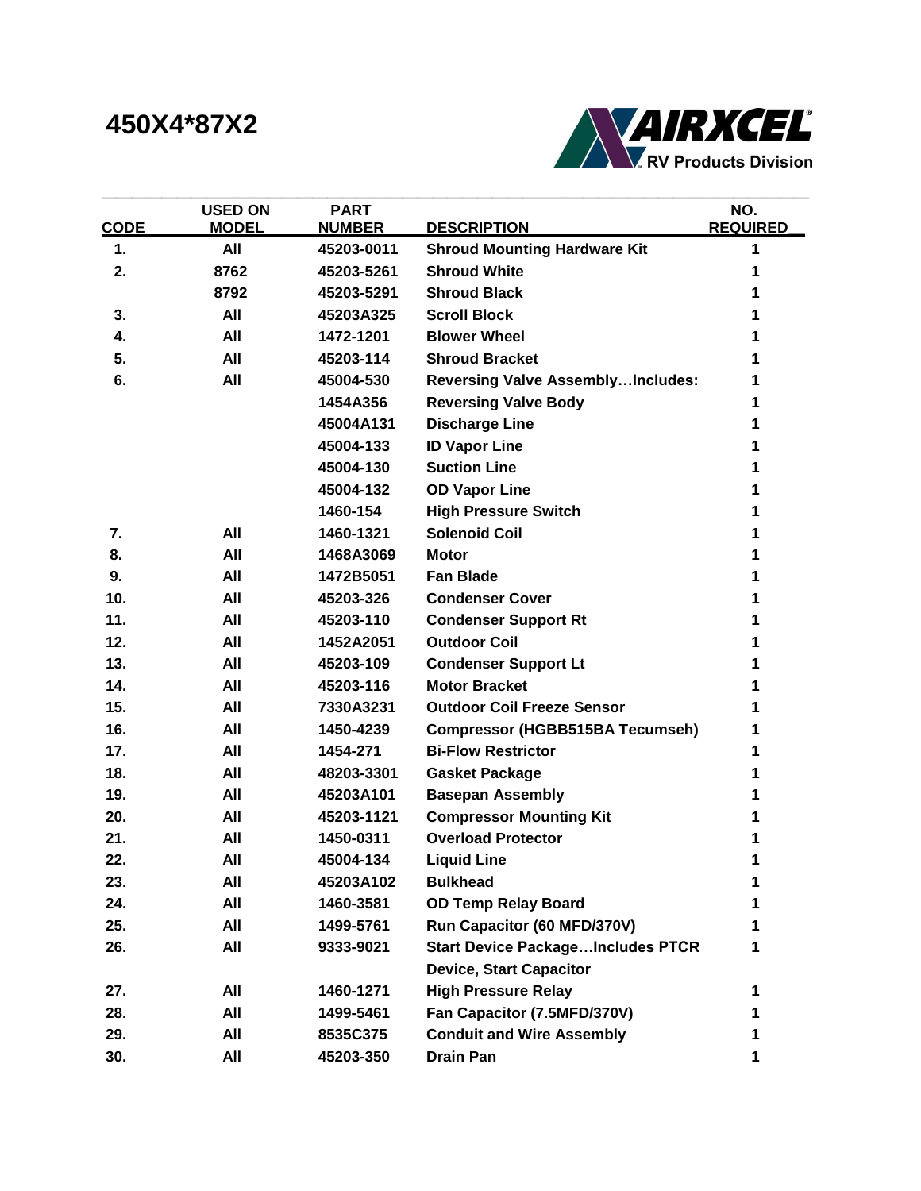# 450X4*87X2

AIRXCEL® RV Products Division

| CODE | USED ON MODEL | PART NUMBER | DESCRIPTION | NO. REQUIRED |
|---|---|---|---|---|
| 1. | All | 45203-0011 | Shroud Mounting Hardware Kit | 1 |
| 2. | 8762 | 45203-5261 | Shroud White | 1 |
| | 8792 | 45203-5291 | Shroud Black | 1 |
| 3. | All | 45203A325 | Scroll Block | 1 |
| 4. | All | 1472-1201 | Blower Wheel | 1 |
| 5. | All | 45203-114 | Shroud Bracket | 1 |
| 6. | All | 45004-530 | Reversing Valve Assembly…Includes: | 1 |
| | | 1454A356 | Reversing Valve Body | 1 |
| | | 45004A131 | Discharge Line | 1 |
| | | 45004-133 | ID Vapor Line | 1 |
| | | 45004-130 | Suction Line | 1 |
| | | 45004-132 | OD Vapor Line | 1 |
| | | 1460-154 | High Pressure Switch | 1 |
| 7. | All | 1460-1321 | Solenoid Coil | 1 |
| 8. | All | 1468A3069 | Motor | 1 |
| 9. | All | 1472B5051 | Fan Blade | 1 |
| 10. | All | 45203-326 | Condenser Cover | 1 |
| 11. | All | 45203-110 | Condenser Support Rt | 1 |
| 12. | All | 1452A2051 | Outdoor Coil | 1 |
| 13. | All | 45203-109 | Condenser Support Lt | 1 |
| 14. | All | 45203-116 | Motor Bracket | 1 |
| 15. | All | 7330A3231 | Outdoor Coil Freeze Sensor | 1 |
| 16. | All | 1450-4239 | Compressor (HGBB515BA Tecumseh) | 1 |
| 17. | All | 1454-271 | Bi-Flow Restrictor | 1 |
| 18. | All | 48203-3301 | Gasket Package | 1 |
| 19. | All | 45203A101 | Basepan Assembly | 1 |
| 20. | All | 45203-1121 | Compressor Mounting Kit | 1 |
| 21. | All | 1450-0311 | Overload Protector | 1 |
| 22. | All | 45004-134 | Liquid Line | 1 |
| 23. | All | 45203A102 | Bulkhead | 1 |
| 24. | All | 1460-3581 | OD Temp Relay Board | 1 |
| 25. | All | 1499-5761 | Run Capacitor (60 MFD/370V) | 1 |
| 26. | All | 9333-9021 | Start Device Package…Includes PTCR Device, Start Capacitor | 1 |
| 27. | All | 1460-1271 | High Pressure Relay | 1 |
| 28. | All | 1499-5461 | Fan Capacitor (7.5MFD/370V) | 1 |
| 29. | All | 8535C375 | Conduit and Wire Assembly | 1 |
| 30. | All | 45203-350 | Drain Pan | 1 |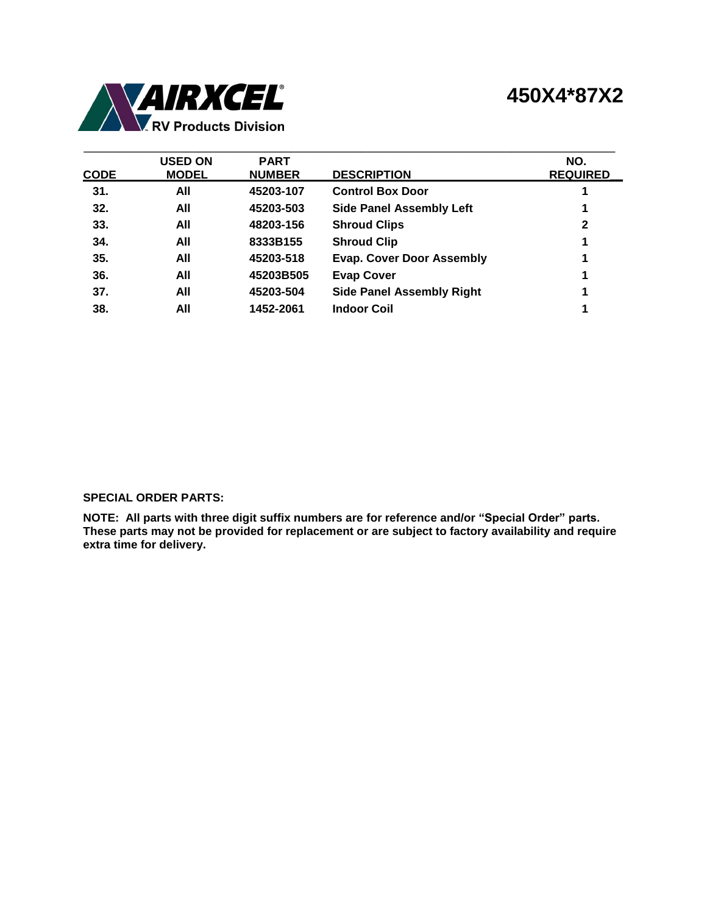AIRXCEL® RV Products Division

# 450X4*87X2

| CODE | USED ON MODEL | PART NUMBER | DESCRIPTION | NO. REQUIRED |
|---|---|---|---|---|
| 31. | All | 45203-107 | Control Box Door | 1 |
| 32. | All | 45203-503 | Side Panel Assembly Left | 1 |
| 33. | All | 48203-156 | Shroud Clips | 2 |
| 34. | All | 8333B155 | Shroud Clip | 1 |
| 35. | All | 45203-518 | Evap. Cover Door Assembly | 1 |
| 36. | All | 45203B505 | Evap Cover | 1 |
| 37. | All | 45203-504 | Side Panel Assembly Right | 1 |
| 38. | All | 1452-2061 | Indoor Coil | 1 |

**SPECIAL ORDER PARTS:**

**NOTE: All parts with three digit suffix numbers are for reference and/or "Special Order" parts. These parts may not be provided for replacement or are subject to factory availability and require extra time for delivery.**